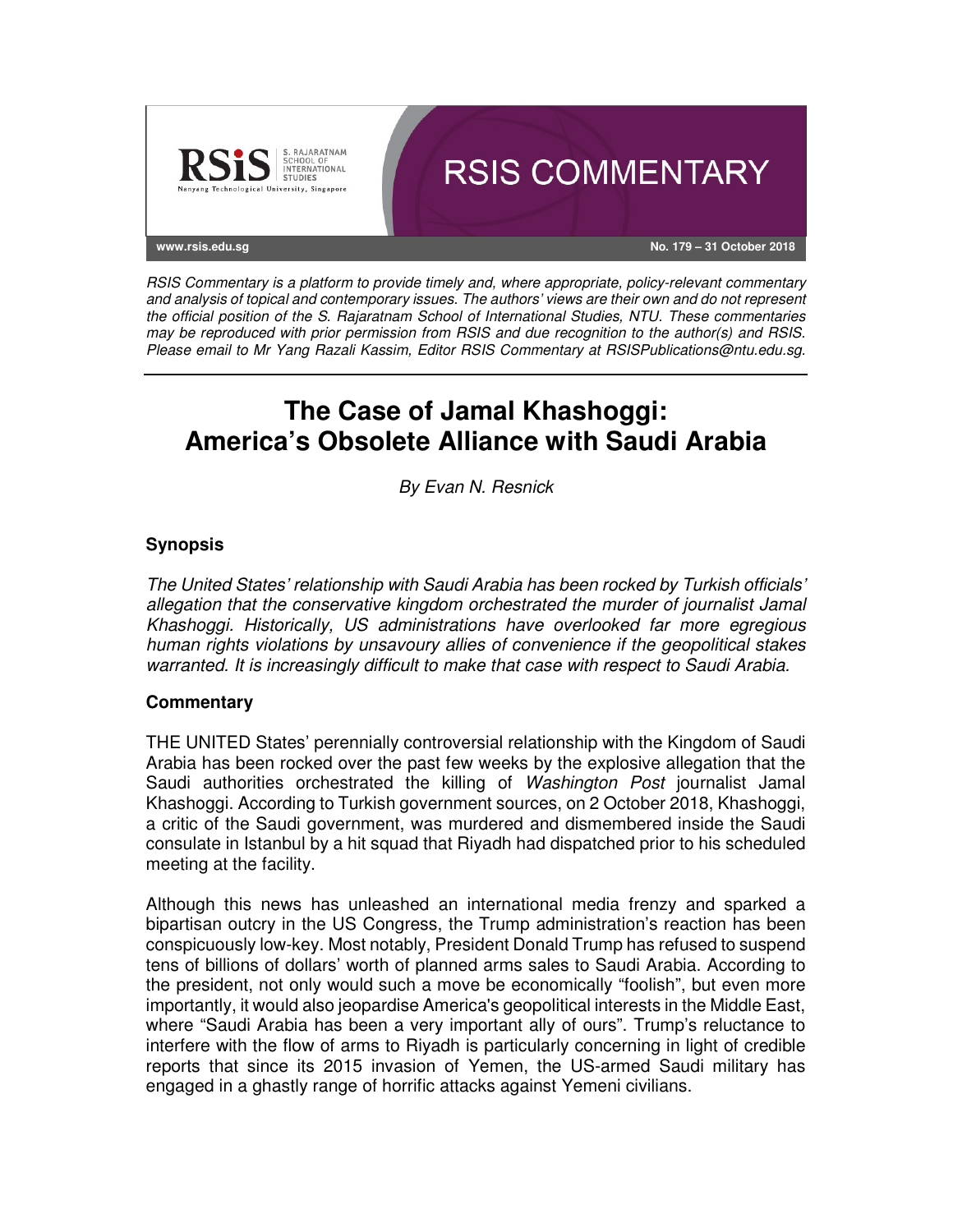RSIS COMMENTARY

www.rsis.edu.sg

No. 179 – 31 October 2018

*RSIS Commentary is a platform to provide timely and, where appropriate, policy-relevant commentary and analysis of topical and contemporary issues. The authors' views are their own and do not represent the official position of the S. Rajaratnam School of International Studies, NTU. These commentaries may be reproduced with prior permission from RSIS and due recognition to the author(s) and RSIS. Please email to Mr Yang Razali Kassim, Editor RSIS Commentary at RSISPublications@ntu.edu.sg.*

# The Case of Jamal Khashoggi: America's Obsolete Alliance with Saudi Arabia

*By Evan N. Resnick*

## Synopsis

*The United States' relationship with Saudi Arabia has been rocked by Turkish officials' allegation that the conservative kingdom orchestrated the murder of journalist Jamal Khashoggi. Historically, US administrations have overlooked far more egregious human rights violations by unsavoury allies of convenience if the geopolitical stakes warranted. It is increasingly difficult to make that case with respect to Saudi Arabia.*

## Commentary

THE UNITED States' perennially controversial relationship with the Kingdom of Saudi Arabia has been rocked over the past few weeks by the explosive allegation that the Saudi authorities orchestrated the killing of *Washington Post* journalist Jamal Khashoggi. According to Turkish government sources, on 2 October 2018, Khashoggi, a critic of the Saudi government, was murdered and dismembered inside the Saudi consulate in Istanbul by a hit squad that Riyadh had dispatched prior to his scheduled meeting at the facility.

Although this news has unleashed an international media frenzy and sparked a bipartisan outcry in the US Congress, the Trump administration's reaction has been conspicuously low-key. Most notably, President Donald Trump has refused to suspend tens of billions of dollars' worth of planned arms sales to Saudi Arabia. According to the president, not only would such a move be economically "foolish", but even more importantly, it would also jeopardise America's geopolitical interests in the Middle East, where "Saudi Arabia has been a very important ally of ours". Trump's reluctance to interfere with the flow of arms to Riyadh is particularly concerning in light of credible reports that since its 2015 invasion of Yemen, the US-armed Saudi military has engaged in a ghastly range of horrific attacks against Yemeni civilians.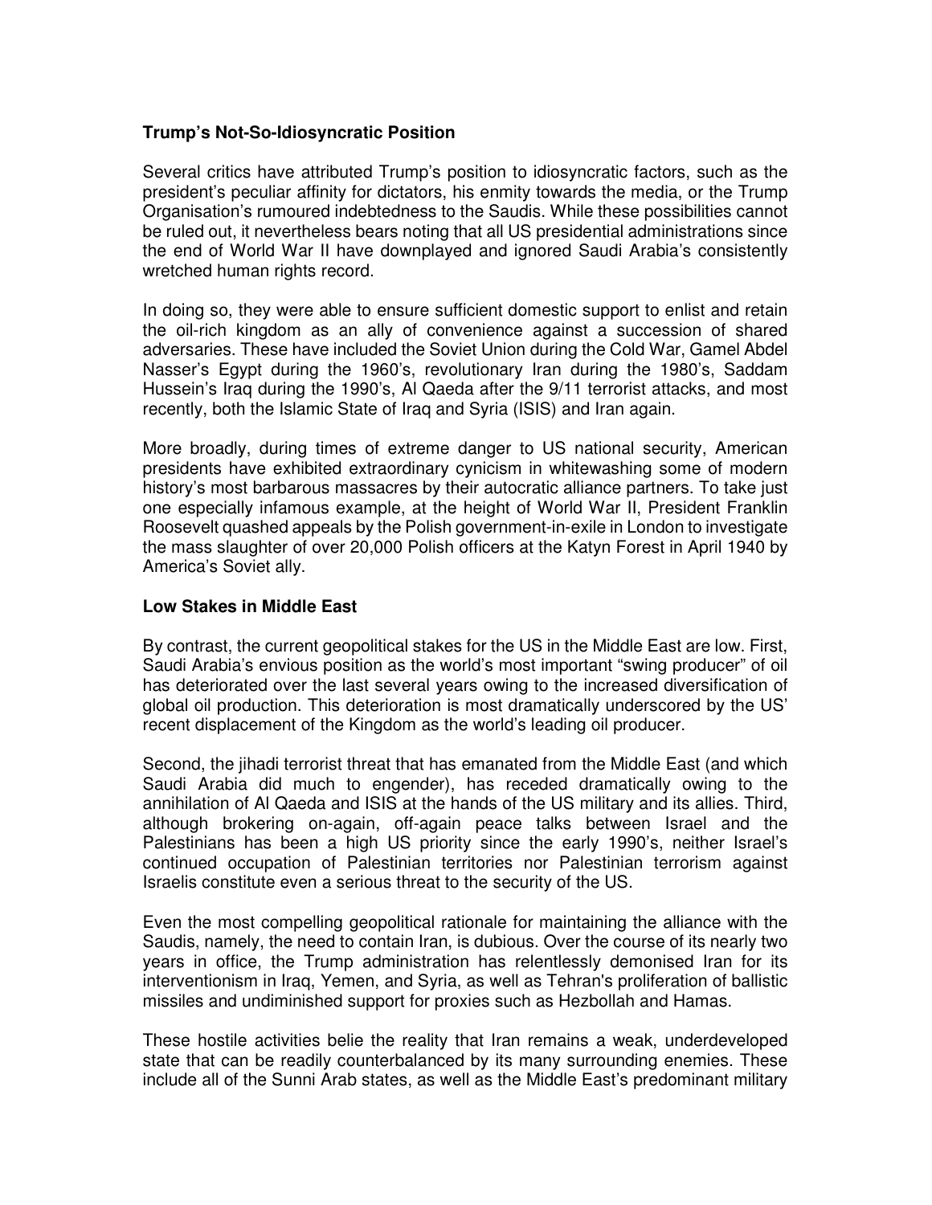### Trump's Not-So-Idiosyncratic Position

Several critics have attributed Trump's position to idiosyncratic factors, such as the president's peculiar affinity for dictators, his enmity towards the media, or the Trump Organisation's rumoured indebtedness to the Saudis. While these possibilities cannot be ruled out, it nevertheless bears noting that all US presidential administrations since the end of World War II have downplayed and ignored Saudi Arabia's consistently wretched human rights record.

In doing so, they were able to ensure sufficient domestic support to enlist and retain the oil-rich kingdom as an ally of convenience against a succession of shared adversaries. These have included the Soviet Union during the Cold War, Gamel Abdel Nasser's Egypt during the 1960's, revolutionary Iran during the 1980's, Saddam Hussein's Iraq during the 1990's, Al Qaeda after the 9/11 terrorist attacks, and most recently, both the Islamic State of Iraq and Syria (ISIS) and Iran again.

More broadly, during times of extreme danger to US national security, American presidents have exhibited extraordinary cynicism in whitewashing some of modern history's most barbarous massacres by their autocratic alliance partners. To take just one especially infamous example, at the height of World War II, President Franklin Roosevelt quashed appeals by the Polish government-in-exile in London to investigate the mass slaughter of over 20,000 Polish officers at the Katyn Forest in April 1940 by America's Soviet ally.

### Low Stakes in Middle East

By contrast, the current geopolitical stakes for the US in the Middle East are low. First, Saudi Arabia's envious position as the world's most important "swing producer" of oil has deteriorated over the last several years owing to the increased diversification of global oil production. This deterioration is most dramatically underscored by the US' recent displacement of the Kingdom as the world's leading oil producer.

Second, the jihadi terrorist threat that has emanated from the Middle East (and which Saudi Arabia did much to engender), has receded dramatically owing to the annihilation of Al Qaeda and ISIS at the hands of the US military and its allies. Third, although brokering on-again, off-again peace talks between Israel and the Palestinians has been a high US priority since the early 1990's, neither Israel's continued occupation of Palestinian territories nor Palestinian terrorism against Israelis constitute even a serious threat to the security of the US.

Even the most compelling geopolitical rationale for maintaining the alliance with the Saudis, namely, the need to contain Iran, is dubious. Over the course of its nearly two years in office, the Trump administration has relentlessly demonised Iran for its interventionism in Iraq, Yemen, and Syria, as well as Tehran's proliferation of ballistic missiles and undiminished support for proxies such as Hezbollah and Hamas.

These hostile activities belie the reality that Iran remains a weak, underdeveloped state that can be readily counterbalanced by its many surrounding enemies. These include all of the Sunni Arab states, as well as the Middle East's predominant military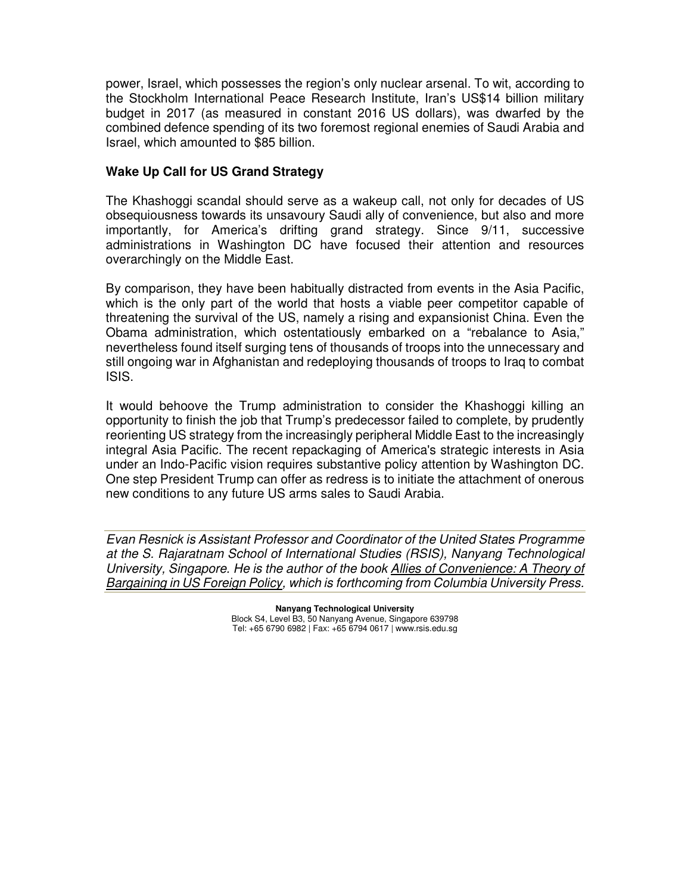power, Israel, which possesses the region's only nuclear arsenal. To wit, according to the Stockholm International Peace Research Institute, Iran's US$14 billion military budget in 2017 (as measured in constant 2016 US dollars), was dwarfed by the combined defence spending of its two foremost regional enemies of Saudi Arabia and Israel, which amounted to $85 billion.

### Wake Up Call for US Grand Strategy

The Khashoggi scandal should serve as a wakeup call, not only for decades of US obsequiousness towards its unsavoury Saudi ally of convenience, but also and more importantly, for America's drifting grand strategy. Since 9/11, successive administrations in Washington DC have focused their attention and resources overarchingly on the Middle East.

By comparison, they have been habitually distracted from events in the Asia Pacific, which is the only part of the world that hosts a viable peer competitor capable of threatening the survival of the US, namely a rising and expansionist China. Even the Obama administration, which ostentatiously embarked on a "rebalance to Asia," nevertheless found itself surging tens of thousands of troops into the unnecessary and still ongoing war in Afghanistan and redeploying thousands of troops to Iraq to combat ISIS.

It would behoove the Trump administration to consider the Khashoggi killing an opportunity to finish the job that Trump's predecessor failed to complete, by prudently reorienting US strategy from the increasingly peripheral Middle East to the increasingly integral Asia Pacific. The recent repackaging of America's strategic interests in Asia under an Indo-Pacific vision requires substantive policy attention by Washington DC. One step President Trump can offer as redress is to initiate the attachment of onerous new conditions to any future US arms sales to Saudi Arabia.

---

*Evan Resnick is Assistant Professor and Coordinator of the United States Programme at the S. Rajaratnam School of International Studies (RSIS), Nanyang Technological University, Singapore. He is the author of the book Allies of Convenience: A Theory of Bargaining in US Foreign Policy, which is forthcoming from Columbia University Press.*

**Nanyang Technological University**
Block S4, Level B3, 50 Nanyang Avenue, Singapore 639798
Tel: +65 6790 6982 | Fax: +65 6794 0617 | www.rsis.edu.sg